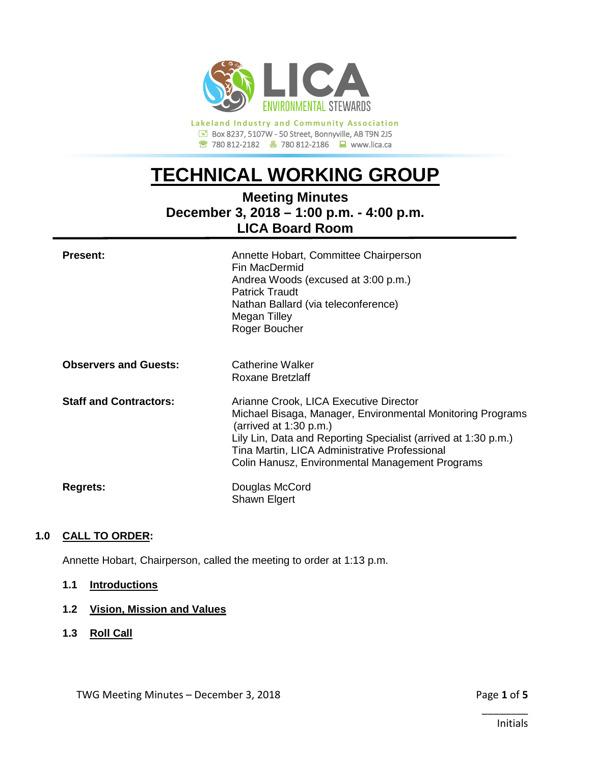LICA ENVIRONMENTAL STEWARDS

**Lakeland Industry and Community Association**
Box 8237, 5107W - 50 Street, Bonnyville, AB T9N 2J5
780 812-2182 780 812-2186 www.lica.ca

# TECHNICAL WORKING GROUP

## Meeting Minutes
## December 3, 2018 – 1:00 p.m. - 4:00 p.m.
## LICA Board Room

**Present:**
Annette Hobart, Committee Chairperson
Fin MacDermid
Andrea Woods (excused at 3:00 p.m.)
Patrick Traudt
Nathan Ballard (via teleconference)
Megan Tilley
Roger Boucher

**Observers and Guests:**
Catherine Walker
Roxane Bretzlaff

**Staff and Contractors:**
Arianne Crook, LICA Executive Director
Michael Bisaga, Manager, Environmental Monitoring Programs (arrived at 1:30 p.m.)
Lily Lin, Data and Reporting Specialist (arrived at 1:30 p.m.)
Tina Martin, LICA Administrative Professional
Colin Hanusz, Environmental Management Programs

**Regrets:**
Douglas McCord
Shawn Elgert

### 1.0 CALL TO ORDER:

Annette Hobart, Chairperson, called the meeting to order at 1:13 p.m.

#### 1.1 Introductions

#### 1.2 Vision, Mission and Values

#### 1.3 Roll Call

\_\_\_\_\_\_\_\_
Initials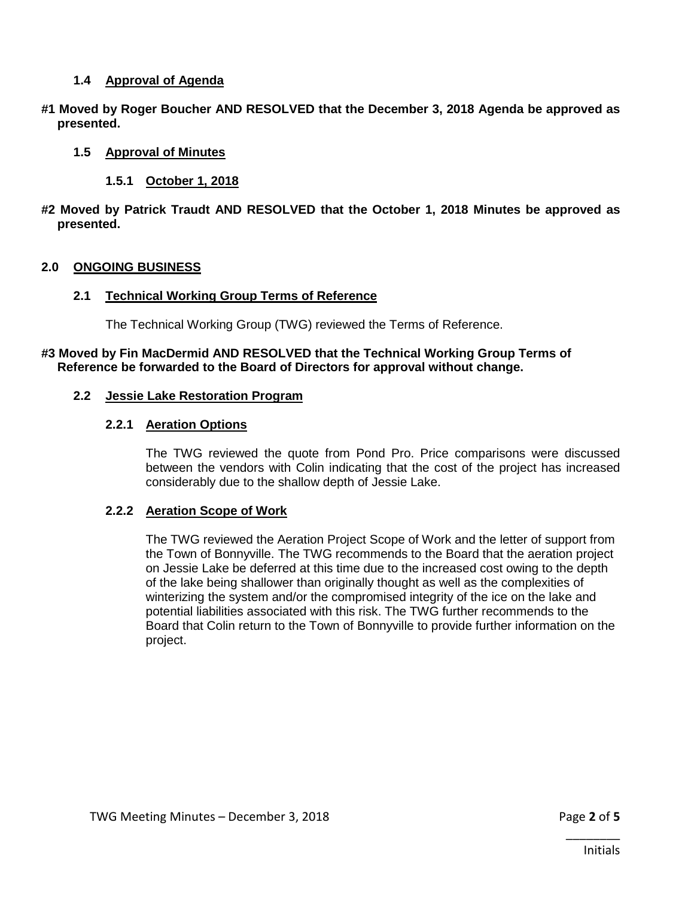### 1.4 Approval of Agenda

**#1 Moved by Roger Boucher AND RESOLVED that the December 3, 2018 Agenda be approved as presented.**

### 1.5 Approval of Minutes

#### 1.5.1 October 1, 2018

**#2 Moved by Patrick Traudt AND RESOLVED that the October 1, 2018 Minutes be approved as presented.**

## 2.0 ONGOING BUSINESS

### 2.1 Technical Working Group Terms of Reference

The Technical Working Group (TWG) reviewed the Terms of Reference.

**#3 Moved by Fin MacDermid AND RESOLVED that the Technical Working Group Terms of Reference be forwarded to the Board of Directors for approval without change.**

### 2.2 Jessie Lake Restoration Program

#### 2.2.1 Aeration Options

The TWG reviewed the quote from Pond Pro. Price comparisons were discussed between the vendors with Colin indicating that the cost of the project has increased considerably due to the shallow depth of Jessie Lake.

#### 2.2.2 Aeration Scope of Work

The TWG reviewed the Aeration Project Scope of Work and the letter of support from the Town of Bonnyville. The TWG recommends to the Board that the aeration project on Jessie Lake be deferred at this time due to the increased cost owing to the depth of the lake being shallower than originally thought as well as the complexities of winterizing the system and/or the compromised integrity of the ice on the lake and potential liabilities associated with this risk. The TWG further recommends to the Board that Colin return to the Town of Bonnyville to provide further information on the project.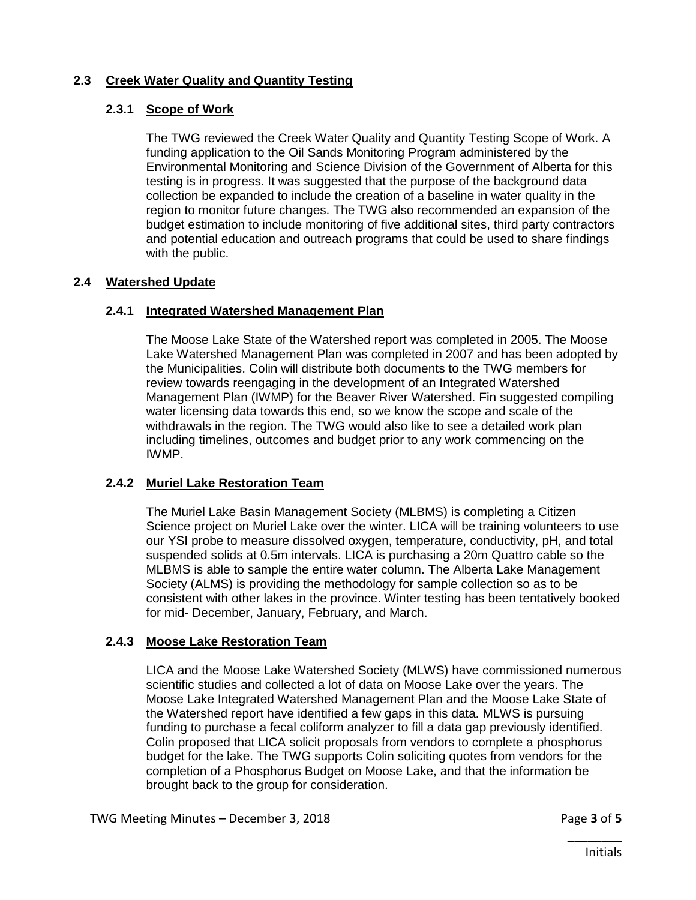## 2.3 Creek Water Quality and Quantity Testing

### 2.3.1 Scope of Work

The TWG reviewed the Creek Water Quality and Quantity Testing Scope of Work. A funding application to the Oil Sands Monitoring Program administered by the Environmental Monitoring and Science Division of the Government of Alberta for this testing is in progress. It was suggested that the purpose of the background data collection be expanded to include the creation of a baseline in water quality in the region to monitor future changes. The TWG also recommended an expansion of the budget estimation to include monitoring of five additional sites, third party contractors and potential education and outreach programs that could be used to share findings with the public.

## 2.4 Watershed Update

### 2.4.1 Integrated Watershed Management Plan

The Moose Lake State of the Watershed report was completed in 2005. The Moose Lake Watershed Management Plan was completed in 2007 and has been adopted by the Municipalities. Colin will distribute both documents to the TWG members for review towards reengaging in the development of an Integrated Watershed Management Plan (IWMP) for the Beaver River Watershed. Fin suggested compiling water licensing data towards this end, so we know the scope and scale of the withdrawals in the region. The TWG would also like to see a detailed work plan including timelines, outcomes and budget prior to any work commencing on the IWMP.

### 2.4.2 Muriel Lake Restoration Team

The Muriel Lake Basin Management Society (MLBMS) is completing a Citizen Science project on Muriel Lake over the winter. LICA will be training volunteers to use our YSI probe to measure dissolved oxygen, temperature, conductivity, pH, and total suspended solids at 0.5m intervals. LICA is purchasing a 20m Quattro cable so the MLBMS is able to sample the entire water column. The Alberta Lake Management Society (ALMS) is providing the methodology for sample collection so as to be consistent with other lakes in the province. Winter testing has been tentatively booked for mid- December, January, February, and March.

### 2.4.3 Moose Lake Restoration Team

LICA and the Moose Lake Watershed Society (MLWS) have commissioned numerous scientific studies and collected a lot of data on Moose Lake over the years. The Moose Lake Integrated Watershed Management Plan and the Moose Lake State of the Watershed report have identified a few gaps in this data. MLWS is pursuing funding to purchase a fecal coliform analyzer to fill a data gap previously identified. Colin proposed that LICA solicit proposals from vendors to complete a phosphorus budget for the lake. The TWG supports Colin soliciting quotes from vendors for the completion of a Phosphorus Budget on Moose Lake, and that the information be brought back to the group for consideration.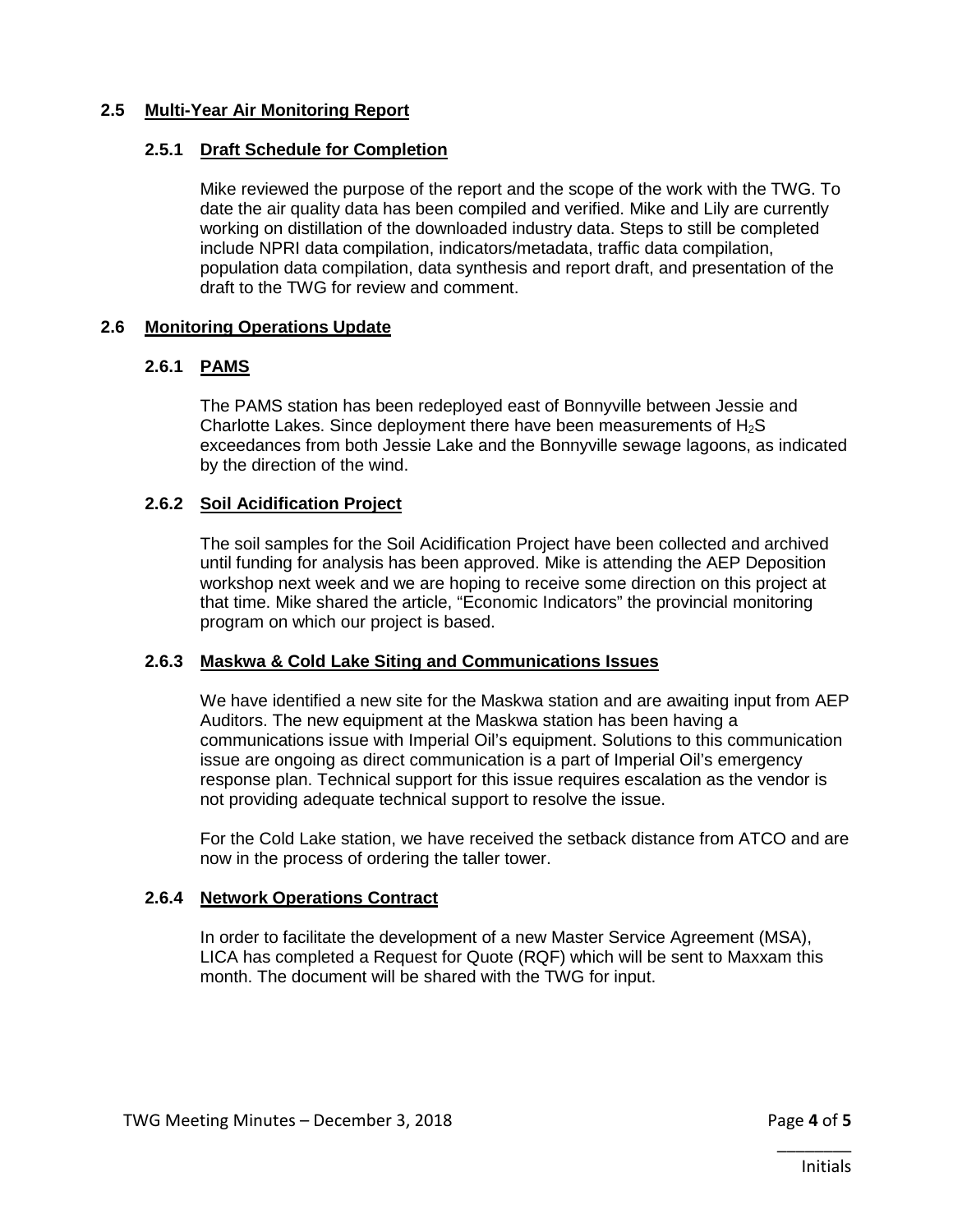## 2.5 Multi-Year Air Monitoring Report

### 2.5.1 Draft Schedule for Completion

Mike reviewed the purpose of the report and the scope of the work with the TWG. To date the air quality data has been compiled and verified. Mike and Lily are currently working on distillation of the downloaded industry data. Steps to still be completed include NPRI data compilation, indicators/metadata, traffic data compilation, population data compilation, data synthesis and report draft, and presentation of the draft to the TWG for review and comment.

## 2.6 Monitoring Operations Update

### 2.6.1 PAMS

The PAMS station has been redeployed east of Bonnyville between Jessie and Charlotte Lakes. Since deployment there have been measurements of $H_2S$ exceedances from both Jessie Lake and the Bonnyville sewage lagoons, as indicated by the direction of the wind.

### 2.6.2 Soil Acidification Project

The soil samples for the Soil Acidification Project have been collected and archived until funding for analysis has been approved. Mike is attending the AEP Deposition workshop next week and we are hoping to receive some direction on this project at that time. Mike shared the article, "Economic Indicators" the provincial monitoring program on which our project is based.

### 2.6.3 Maskwa & Cold Lake Siting and Communications Issues

We have identified a new site for the Maskwa station and are awaiting input from AEP Auditors. The new equipment at the Maskwa station has been having a communications issue with Imperial Oil's equipment. Solutions to this communication issue are ongoing as direct communication is a part of Imperial Oil's emergency response plan. Technical support for this issue requires escalation as the vendor is not providing adequate technical support to resolve the issue.

For the Cold Lake station, we have received the setback distance from ATCO and are now in the process of ordering the taller tower.

### 2.6.4 Network Operations Contract

In order to facilitate the development of a new Master Service Agreement (MSA), LICA has completed a Request for Quote (RQF) which will be sent to Maxxam this month. The document will be shared with the TWG for input.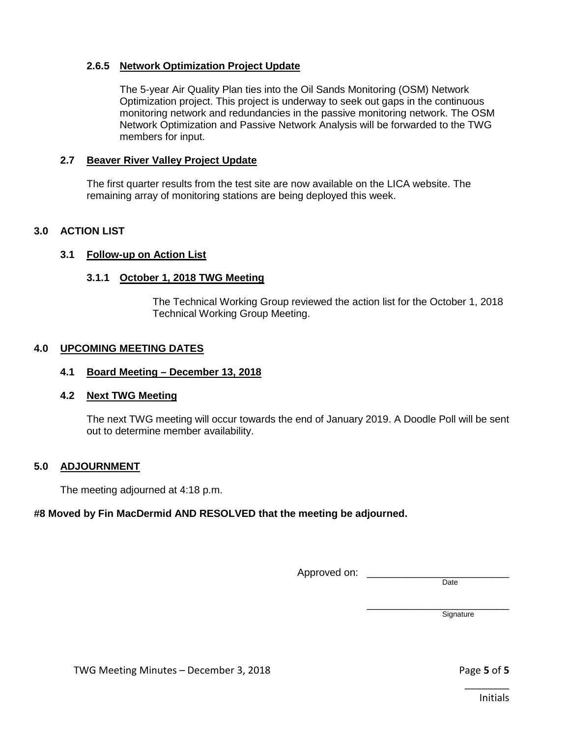#### 2.6.5 Network Optimization Project Update

The 5-year Air Quality Plan ties into the Oil Sands Monitoring (OSM) Network Optimization project. This project is underway to seek out gaps in the continuous monitoring network and redundancies in the passive monitoring network. The OSM Network Optimization and Passive Network Analysis will be forwarded to the TWG members for input.

### 2.7 Beaver River Valley Project Update

The first quarter results from the test site are now available on the LICA website. The remaining array of monitoring stations are being deployed this week.

## 3.0 ACTION LIST

### 3.1 Follow-up on Action List

#### 3.1.1 October 1, 2018 TWG Meeting

The Technical Working Group reviewed the action list for the October 1, 2018 Technical Working Group Meeting.

## 4.0 UPCOMING MEETING DATES

### 4.1 Board Meeting – December 13, 2018

### 4.2 Next TWG Meeting

The next TWG meeting will occur towards the end of January 2019. A Doodle Poll will be sent out to determine member availability.

## 5.0 ADJOURNMENT

The meeting adjourned at 4:18 p.m.

**#8 Moved by Fin MacDermid AND RESOLVED that the meeting be adjourned.**

Approved on: ____________________________
Date

____________________________
Signature

________
Initials